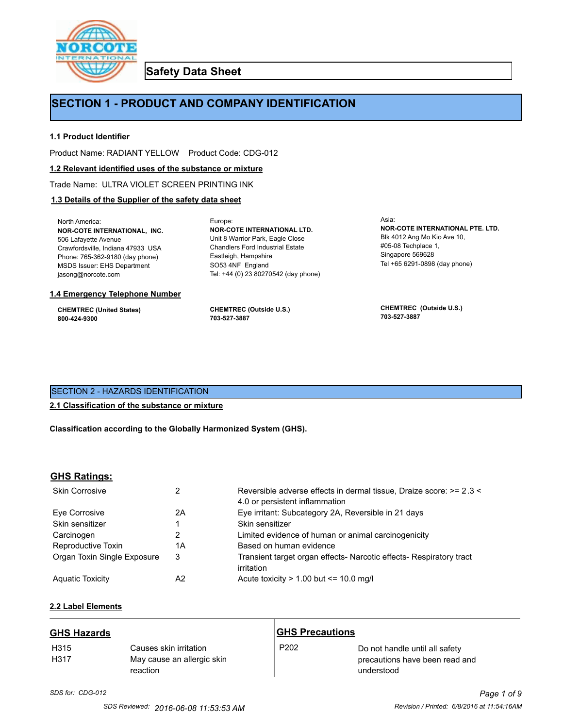# Safety Data Sheet

## SECTION 1 - PRODUCT AND COMPANY IDENTIFICATION

### 1.1 Product Identifier

Product Name: RADIANT YELLOW    Product Code: CDG-012

### 1.2 Relevant identified uses of the substance or mixture

Trade Name: ULTRA VIOLET SCREEN PRINTING INK

### 1.3 Details of the Supplier of the safety data sheet

North America:
**NOR-COTE INTERNATIONAL, INC.**
506 Lafayette Avenue
Crawfordsville, Indiana 47933 USA
Phone: 765-362-9180 (day phone)
MSDS Issuer: EHS Department
jasong@norcote.com

Europe:
**NOR-COTE INTERNATIONAL LTD.**
Unit 8 Warrior Park, Eagle Close
Chandlers Ford Industrial Estate
Eastleigh, Hampshire
SO53 4NF England
Tel: +44 (0) 23 80270542 (day phone)

Asia:
**NOR-COTE INTERNATIONAL PTE. LTD.**
Blk 4012 Ang Mo Kio Ave 10,
#05-08 Techplace 1,
Singapore 569628
Tel +65 6291-0898 (day phone)

### 1.4 Emergency Telephone Number

**CHEMTREC (United States)**
**800-424-9300**

**CHEMTREC (Outside U.S.)**
**703-527-3887**

**CHEMTREC (Outside U.S.)**
**703-527-3887**

## SECTION 2 - HAZARDS IDENTIFICATION

### 2.1 Classification of the substance or mixture

**Classification according to the Globally Harmonized System (GHS).**

### GHS Ratings:

| | | |
|---|---|---|
| Skin Corrosive | 2 | Reversible adverse effects in dermal tissue, Draize score: >= 2.3 < 4.0 or persistent inflammation |
| Eye Corrosive | 2A | Eye irritant: Subcategory 2A, Reversible in 21 days |
| Skin sensitizer | 1 | Skin sensitizer |
| Carcinogen | 2 | Limited evidence of human or animal carcinogenicity |
| Reproductive Toxin | 1A | Based on human evidence |
| Organ Toxin Single Exposure | 3 | Transient target organ effects- Narcotic effects- Respiratory tract irritation |
| Aquatic Toxicity | A2 | Acute toxicity > 1.00 but <= 10.0 mg/l |

### 2.2 Label Elements

**GHS Hazards**

| | |
|---|---|
| H315 | Causes skin irritation |
| H317 | May cause an allergic skin reaction |

**GHS Precautions**

| | |
|---|---|
| P202 | Do not handle until all safety precautions have been read and understood |

*SDS for: CDG-012*

SDS Reviewed: 2016-06-08 11:53:53 AM    Revision / Printed: 6/8/2016 at 11:54:16AM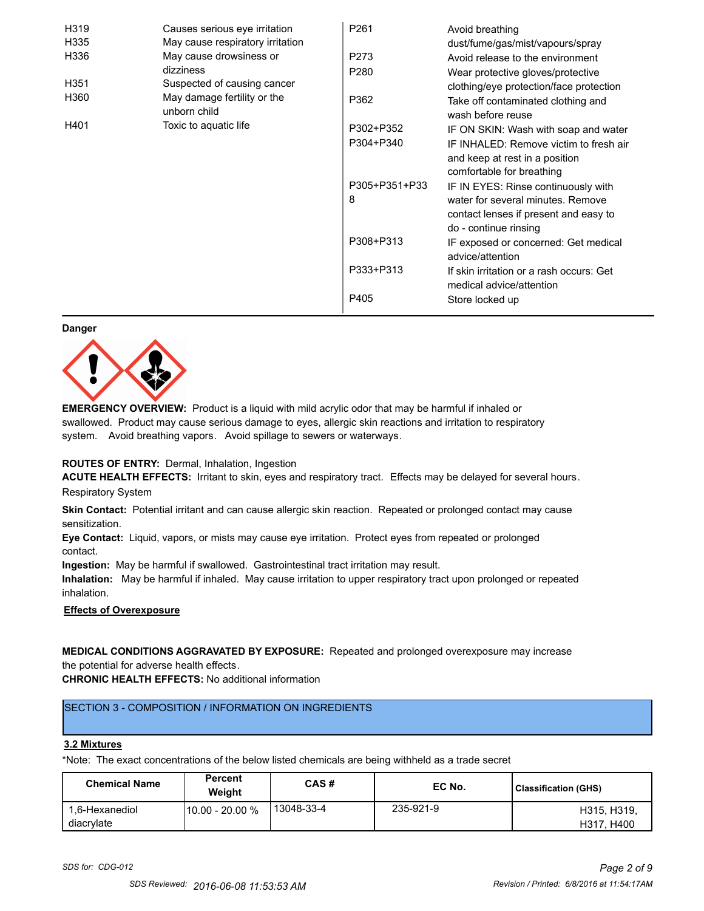| | |
|---|---|
| H319 | Causes serious eye irritation |
| H335 | May cause respiratory irritation |
| H336 | May cause drowsiness or dizziness |
| H351 | Suspected of causing cancer |
| H360 | May damage fertility or the unborn child |
| H401 | Toxic to aquatic life |

| | |
|---|---|
| P261 | Avoid breathing dust/fume/gas/mist/vapours/spray |
| P273 | Avoid release to the environment |
| P280 | Wear protective gloves/protective clothing/eye protection/face protection |
| P362 | Take off contaminated clothing and wash before reuse |
| P302+P352 | IF ON SKIN: Wash with soap and water |
| P304+P340 | IF INHALED: Remove victim to fresh air and keep at rest in a position comfortable for breathing |
| P305+P351+P338 | IF IN EYES: Rinse continuously with water for several minutes. Remove contact lenses if present and easy to do - continue rinsing |
| P308+P313 | IF exposed or concerned: Get medical advice/attention |
| P333+P313 | If skin irritation or a rash occurs: Get medical advice/attention |
| P405 | Store locked up |

**Danger**

**EMERGENCY OVERVIEW:** Product is a liquid with mild acrylic odor that may be harmful if inhaled or swallowed. Product may cause serious damage to eyes, allergic skin reactions and irritation to respiratory system. Avoid breathing vapors. Avoid spillage to sewers or waterways.

**ROUTES OF ENTRY:** Dermal, Inhalation, Ingestion

**ACUTE HEALTH EFFECTS:** Irritant to skin, eyes and respiratory tract. Effects may be delayed for several hours.

Respiratory System

**Skin Contact:** Potential irritant and can cause allergic skin reaction. Repeated or prolonged contact may cause sensitization.

**Eye Contact:** Liquid, vapors, or mists may cause eye irritation. Protect eyes from repeated or prolonged contact.

**Ingestion:** May be harmful if swallowed. Gastrointestinal tract irritation may result.

**Inhalation:** May be harmful if inhaled. May cause irritation to upper respiratory tract upon prolonged or repeated inhalation.

**Effects of Overexposure**

**MEDICAL CONDITIONS AGGRAVATED BY EXPOSURE:** Repeated and prolonged overexposure may increase the potential for adverse health effects.

**CHRONIC HEALTH EFFECTS:** No additional information

## SECTION 3 - COMPOSITION / INFORMATION ON INGREDIENTS

### 3.2 Mixtures

*Note: The exact concentrations of the below listed chemicals are being withheld as a trade secret

| Chemical Name | Percent Weight | CAS # | EC No. | Classification (GHS) |
|---|---|---|---|---|
| 1,6-Hexanediol diacrylate | 10.00 - 20.00 % | 13048-33-4 | 235-921-9 | H315, H319, H317, H400 |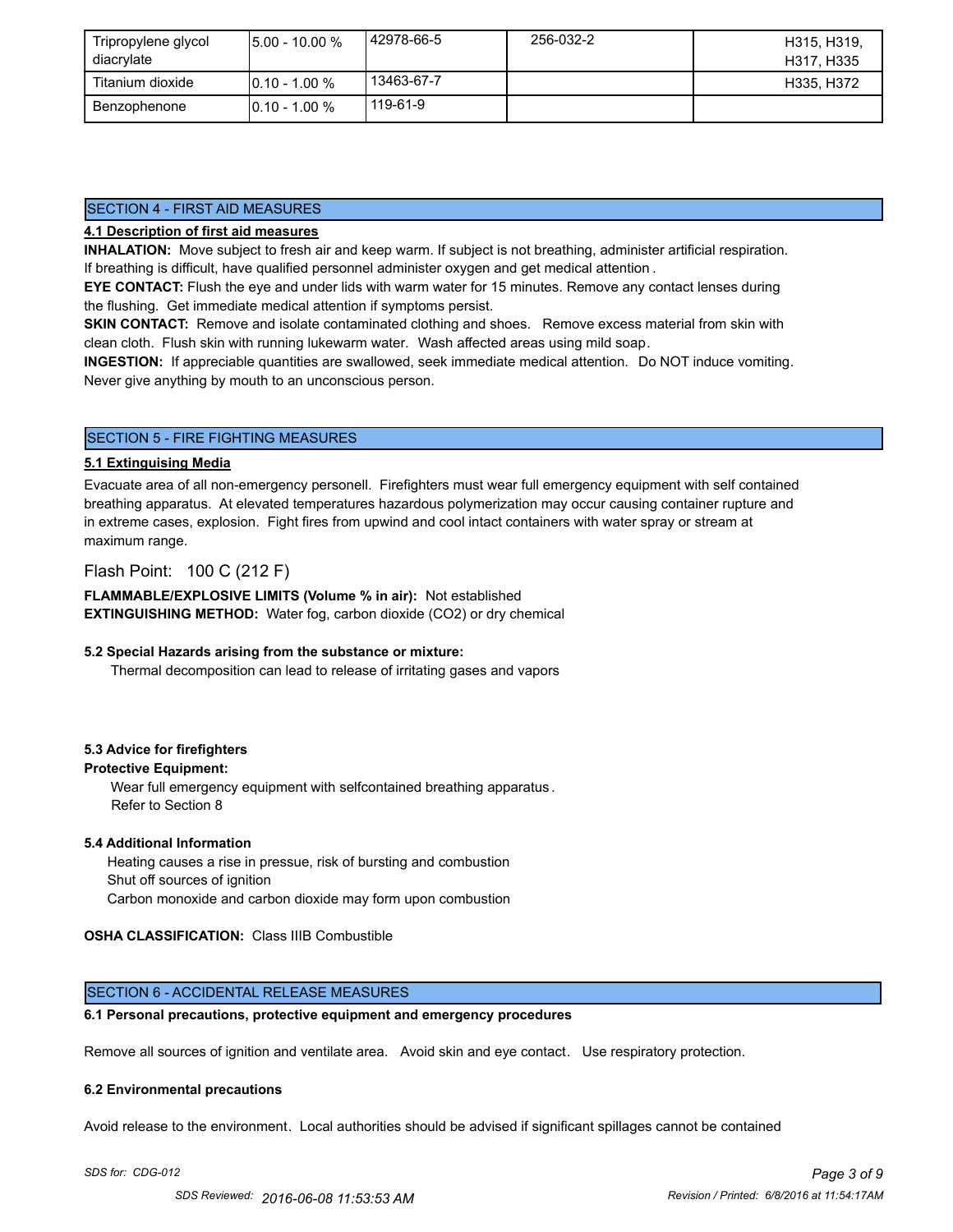| Tripropylene glycol diacrylate | 5.00 - 10.00 % | 42978-66-5 | 256-032-2 | H315, H319, H317, H335 |
| --- | --- | --- | --- | --- |
| Titanium dioxide | 0.10 - 1.00 % | 13463-67-7 | | H335, H372 |
| Benzophenone | 0.10 - 1.00 % | 119-61-9 | | |

## SECTION 4 - FIRST AID MEASURES

**4.1 Description of first aid measures**

**INHALATION:** Move subject to fresh air and keep warm. If subject is not breathing, administer artificial respiration. If breathing is difficult, have qualified personnel administer oxygen and get medical attention.

**EYE CONTACT:** Flush the eye and under lids with warm water for 15 minutes. Remove any contact lenses during the flushing. Get immediate medical attention if symptoms persist.

**SKIN CONTACT:** Remove and isolate contaminated clothing and shoes. Remove excess material from skin with clean cloth. Flush skin with running lukewarm water. Wash affected areas using mild soap.

**INGESTION:** If appreciable quantities are swallowed, seek immediate medical attention. Do NOT induce vomiting. Never give anything by mouth to an unconscious person.

## SECTION 5 - FIRE FIGHTING MEASURES

**5.1 Extinguising Media**

Evacuate area of all non-emergency personell. Firefighters must wear full emergency equipment with self contained breathing apparatus. At elevated temperatures hazardous polymerization may occur causing container rupture and in extreme cases, explosion. Fight fires from upwind and cool intact containers with water spray or stream at maximum range.

Flash Point: 100 C (212 F)

**FLAMMABLE/EXPLOSIVE LIMITS (Volume % in air):** Not established

**EXTINGUISHING METHOD:** Water fog, carbon dioxide ($CO_2$) or dry chemical

**5.2 Special Hazards arising from the substance or mixture:**

Thermal decomposition can lead to release of irritating gases and vapors

**5.3 Advice for firefighters**

**Protective Equipment:**

Wear full emergency equipment with selfcontained breathing apparatus.
Refer to Section 8

**5.4 Additional Information**

Heating causes a rise in pressue, risk of bursting and combustion
Shut off sources of ignition
Carbon monoxide and carbon dioxide may form upon combustion

**OSHA CLASSIFICATION:** Class IIIB Combustible

## SECTION 6 - ACCIDENTAL RELEASE MEASURES

**6.1 Personal precautions, protective equipment and emergency procedures**

Remove all sources of ignition and ventilate area. Avoid skin and eye contact. Use respiratory protection.

**6.2 Environmental precautions**

Avoid release to the environment. Local authorities should be advised if significant spillages cannot be contained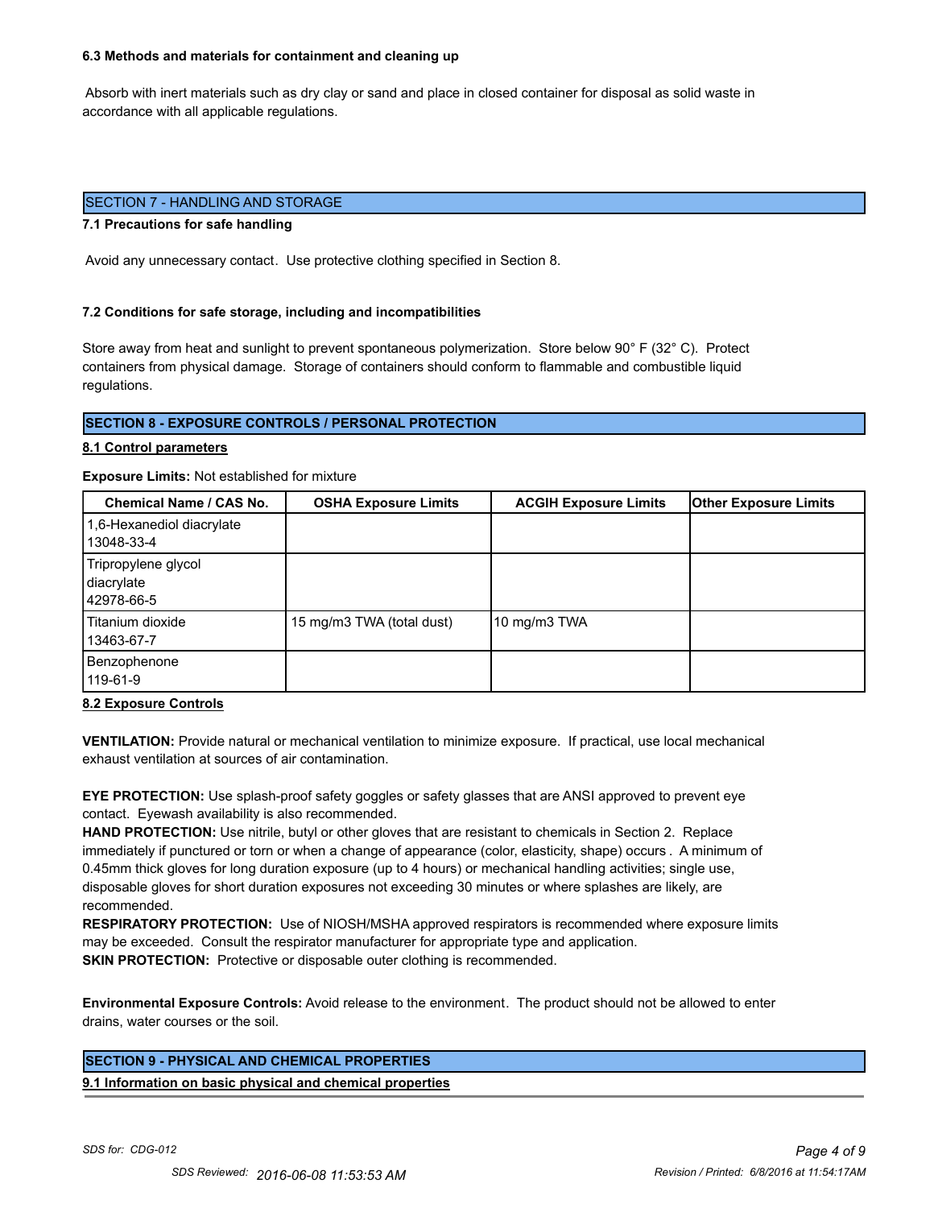#### 6.3 Methods and materials for containment and cleaning up

Absorb with inert materials such as dry clay or sand and place in closed container for disposal as solid waste in accordance with all applicable regulations.

## SECTION 7 - HANDLING AND STORAGE

#### 7.1 Precautions for safe handling

Avoid any unnecessary contact. Use protective clothing specified in Section 8.

#### 7.2 Conditions for safe storage, including and incompatibilities

Store away from heat and sunlight to prevent spontaneous polymerization. Store below 90° F (32° C). Protect containers from physical damage. Storage of containers should conform to flammable and combustible liquid regulations.

## SECTION 8 - EXPOSURE CONTROLS / PERSONAL PROTECTION

#### 8.1 Control parameters

**Exposure Limits:** Not established for mixture

| Chemical Name / CAS No. | OSHA Exposure Limits | ACGIH Exposure Limits | Other Exposure Limits |
|---|---|---|---|
| 1,6-Hexanediol diacrylate 13048-33-4 | | | |
| Tripropylene glycol diacrylate 42978-66-5 | | | |
| Titanium dioxide 13463-67-7 | 15 mg/m3 TWA (total dust) | 10 mg/m3 TWA | |
| Benzophenone 119-61-9 | | | |

#### 8.2 Exposure Controls

**VENTILATION:** Provide natural or mechanical ventilation to minimize exposure. If practical, use local mechanical exhaust ventilation at sources of air contamination.

**EYE PROTECTION:** Use splash-proof safety goggles or safety glasses that are ANSI approved to prevent eye contact. Eyewash availability is also recommended.

**HAND PROTECTION:** Use nitrile, butyl or other gloves that are resistant to chemicals in Section 2. Replace immediately if punctured or torn or when a change of appearance (color, elasticity, shape) occurs . A minimum of 0.45mm thick gloves for long duration exposure (up to 4 hours) or mechanical handling activities; single use, disposable gloves for short duration exposures not exceeding 30 minutes or where splashes are likely, are recommended.

**RESPIRATORY PROTECTION:** Use of NIOSH/MSHA approved respirators is recommended where exposure limits may be exceeded. Consult the respirator manufacturer for appropriate type and application.

**SKIN PROTECTION:** Protective or disposable outer clothing is recommended.

**Environmental Exposure Controls:** Avoid release to the environment. The product should not be allowed to enter drains, water courses or the soil.

## SECTION 9 - PHYSICAL AND CHEMICAL PROPERTIES

#### 9.1 Information on basic physical and chemical properties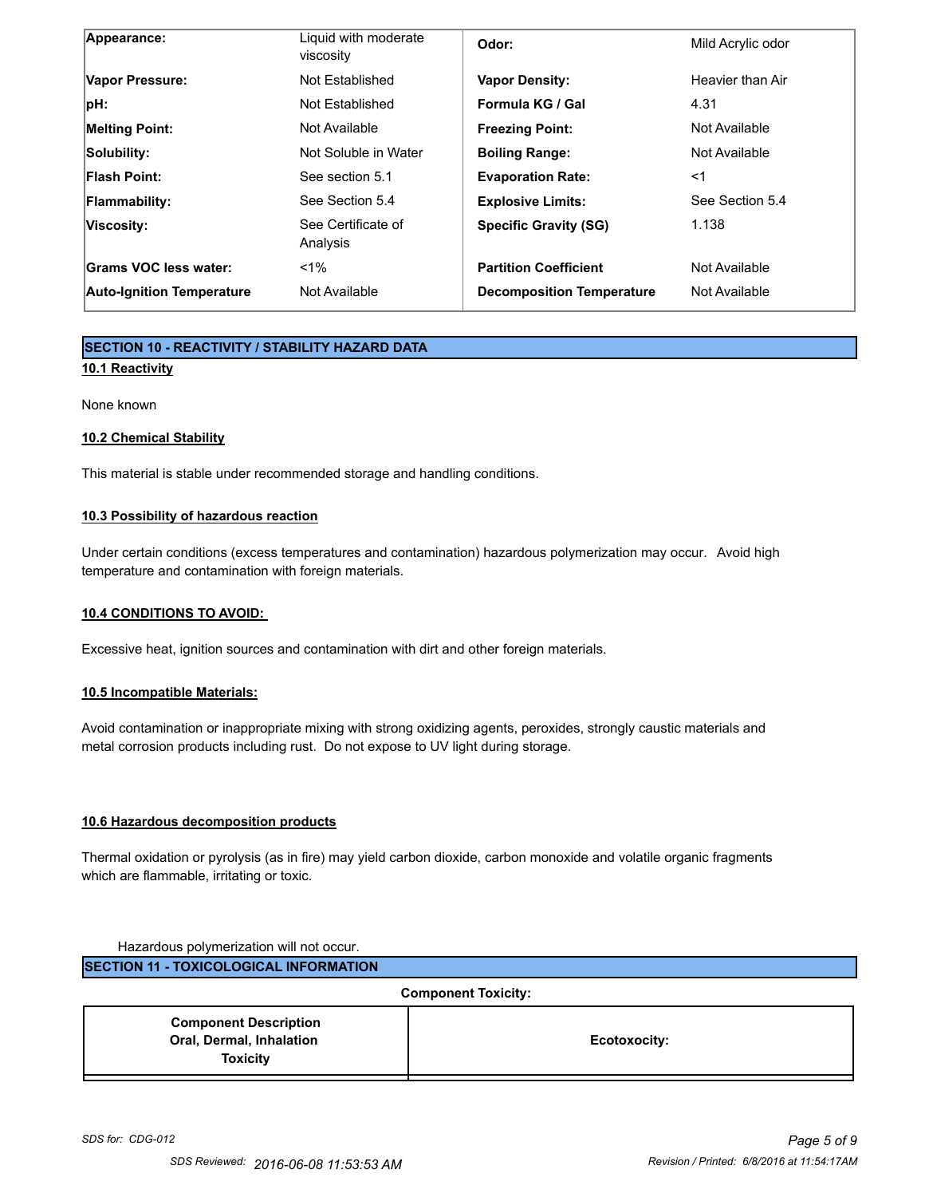| Appearance: | Liquid with moderate viscosity | Odor: | Mild Acrylic odor |
|---|---|---|---|
| Vapor Pressure: | Not Established | Vapor Density: | Heavier than Air |
| pH: | Not Established | Formula KG / Gal | 4.31 |
| Melting Point: | Not Available | Freezing Point: | Not Available |
| Solubility: | Not Soluble in Water | Boiling Range: | Not Available |
| Flash Point: | See section 5.1 | Evaporation Rate: | <1 |
| Flammability: | See Section 5.4 | Explosive Limits: | See Section 5.4 |
| Viscosity: | See Certificate of Analysis | Specific Gravity (SG) | 1.138 |
| Grams VOC less water: | <1% | Partition Coefficient | Not Available |
| Auto-Ignition Temperature | Not Available | Decomposition Temperature | Not Available |

## SECTION 10 - REACTIVITY / STABILITY HAZARD DATA

### 10.1 Reactivity

None known

### 10.2 Chemical Stability

This material is stable under recommended storage and handling conditions.

### 10.3 Possibility of hazardous reaction

Under certain conditions (excess temperatures and contamination) hazardous polymerization may occur. Avoid high temperature and contamination with foreign materials.

### 10.4 CONDITIONS TO AVOID:

Excessive heat, ignition sources and contamination with dirt and other foreign materials.

### 10.5 Incompatible Materials:

Avoid contamination or inappropriate mixing with strong oxidizing agents, peroxides, strongly caustic materials and metal corrosion products including rust. Do not expose to UV light during storage.

### 10.6 Hazardous decomposition products

Thermal oxidation or pyrolysis (as in fire) may yield carbon dioxide, carbon monoxide and volatile organic fragments which are flammable, irritating or toxic.

Hazardous polymerization will not occur.

## SECTION 11 - TOXICOLOGICAL INFORMATION

**Component Toxicity:**

| Component Description Oral, Dermal, Inhalation Toxicity | Ecotoxocity: |
|---|---|
| | |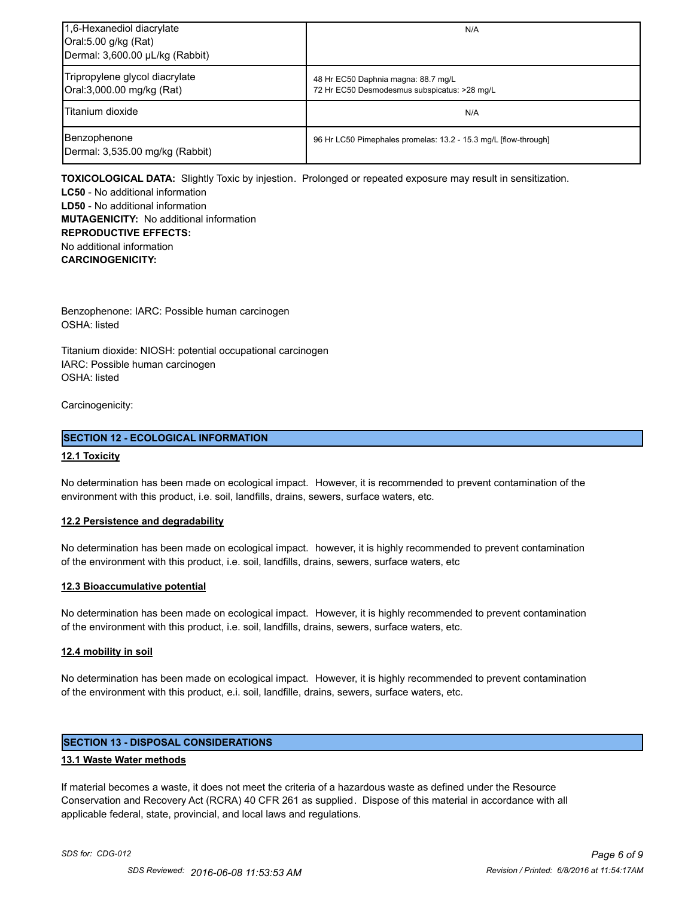| | |
|---|---|
| 1,6-Hexanediol diacrylate<br>Oral:5.00 g/kg (Rat)<br>Dermal: 3,600.00 µL/kg (Rabbit) | N/A |
| Tripropylene glycol diacrylate<br>Oral:3,000.00 mg/kg (Rat) | 48 Hr EC50 Daphnia magna: 88.7 mg/L<br>72 Hr EC50 Desmodesmus subspicatus: >28 mg/L |
| Titanium dioxide | N/A |
| Benzophenone<br>Dermal: 3,535.00 mg/kg (Rabbit) | 96 Hr LC50 Pimephales promelas: 13.2 - 15.3 mg/L [flow-through] |

**TOXICOLOGICAL DATA:** Slightly Toxic by injestion. Prolonged or repeated exposure may result in sensitization.
**LC50** - No additional information
**LD50** - No additional information
**MUTAGENICITY:** No additional information
**REPRODUCTIVE EFFECTS:**
No additional information
**CARCINOGENICITY:**

Benzophenone: IARC: Possible human carcinogen
OSHA: listed

Titanium dioxide: NIOSH: potential occupational carcinogen
IARC: Possible human carcinogen
OSHA: listed

Carcinogenicity:

## SECTION 12 - ECOLOGICAL INFORMATION

### 12.1 Toxicity

No determination has been made on ecological impact. However, it is recommended to prevent contamination of the environment with this product, i.e. soil, landfills, drains, sewers, surface waters, etc.

### 12.2 Persistence and degradability

No determination has been made on ecological impact. however, it is highly recommended to prevent contamination of the environment with this product, i.e. soil, landfills, drains, sewers, surface waters, etc

### 12.3 Bioaccumulative potential

No determination has been made on ecological impact. However, it is highly recommended to prevent contamination of the environment with this product, i.e. soil, landfills, drains, sewers, surface waters, etc.

### 12.4 mobility in soil

No determination has been made on ecological impact. However, it is highly recommended to prevent contamination of the environment with this product, e.i. soil, landfille, drains, sewers, surface waters, etc.

## SECTION 13 - DISPOSAL CONSIDERATIONS

### 13.1 Waste Water methods

If material becomes a waste, it does not meet the criteria of a hazardous waste as defined under the Resource Conservation and Recovery Act (RCRA) 40 CFR 261 as supplied. Dispose of this material in accordance with all applicable federal, state, provincial, and local laws and regulations.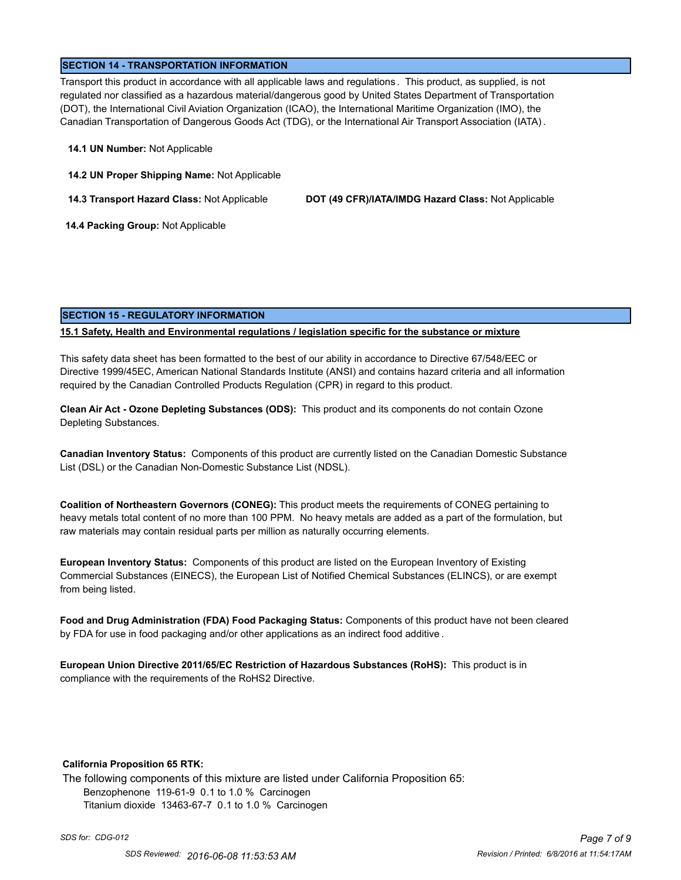## SECTION 14 - TRANSPORTATION INFORMATION

Transport this product in accordance with all applicable laws and regulations. This product, as supplied, is not regulated nor classified as a hazardous material/dangerous good by United States Department of Transportation (DOT), the International Civil Aviation Organization (ICAO), the International Maritime Organization (IMO), the Canadian Transportation of Dangerous Goods Act (TDG), or the International Air Transport Association (IATA).

**14.1 UN Number:** Not Applicable

**14.2 UN Proper Shipping Name:** Not Applicable

**14.3 Transport Hazard Class:** Not Applicable

**DOT (49 CFR)/IATA/IMDG Hazard Class:** Not Applicable

**14.4 Packing Group:** Not Applicable

## SECTION 15 - REGULATORY INFORMATION

**15.1 Safety, Health and Environmental regulations / legislation specific for the substance or mixture**

This safety data sheet has been formatted to the best of our ability in accordance to Directive 67/548/EEC or Directive 1999/45EC, American National Standards Institute (ANSI) and contains hazard criteria and all information required by the Canadian Controlled Products Regulation (CPR) in regard to this product.

**Clean Air Act - Ozone Depleting Substances (ODS):** This product and its components do not contain Ozone Depleting Substances.

**Canadian Inventory Status:** Components of this product are currently listed on the Canadian Domestic Substance List (DSL) or the Canadian Non-Domestic Substance List (NDSL).

**Coalition of Northeastern Governors (CONEG):** This product meets the requirements of CONEG pertaining to heavy metals total content of no more than 100 PPM. No heavy metals are added as a part of the formulation, but raw materials may contain residual parts per million as naturally occurring elements.

**European Inventory Status:** Components of this product are listed on the European Inventory of Existing Commercial Substances (EINECS), the European List of Notified Chemical Substances (ELINCS), or are exempt from being listed.

**Food and Drug Administration (FDA) Food Packaging Status:** Components of this product have not been cleared by FDA for use in food packaging and/or other applications as an indirect food additive.

**European Union Directive 2011/65/EC Restriction of Hazardous Substances (RoHS):** This product is in compliance with the requirements of the RoHS2 Directive.

**California Proposition 65 RTK:**

The following components of this mixture are listed under California Proposition 65:

- Benzophenone 119-61-9 0.1 to 1.0 % Carcinogen
- Titanium dioxide 13463-67-7 0.1 to 1.0 % Carcinogen

*SDS for: CDG-012*

*SDS Reviewed: 2016-06-08 11:53:53 AM* *Revision / Printed: 6/8/2016 at 11:54:17AM*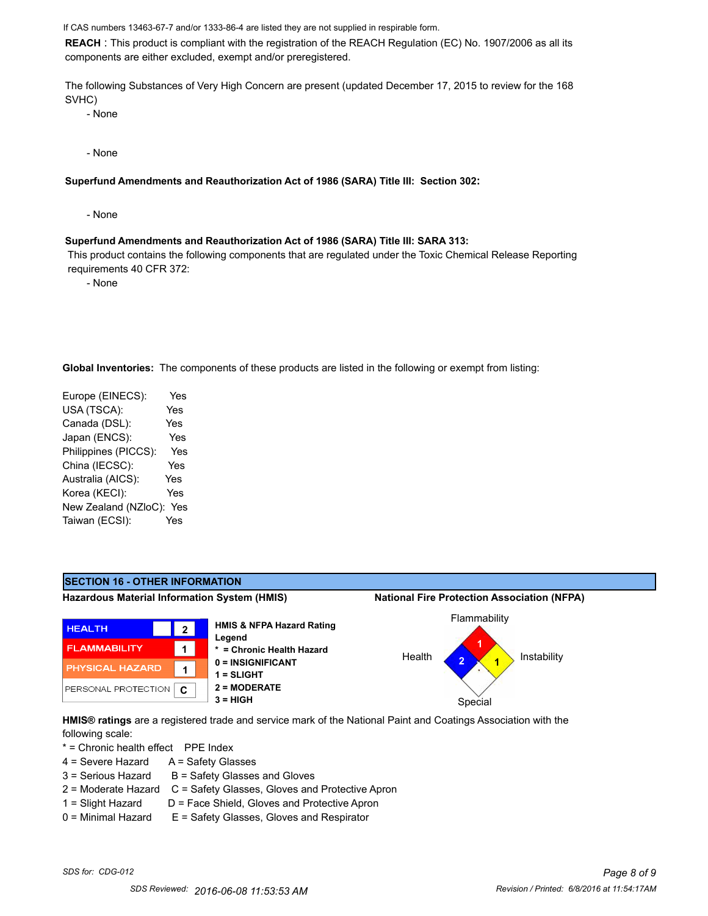If CAS numbers 13463-67-7 and/or 1333-86-4 are listed they are not supplied in respirable form.

**REACH** : This product is compliant with the registration of the REACH Regulation (EC) No. 1907/2006 as all its components are either excluded, exempt and/or preregistered.

The following Substances of Very High Concern are present (updated December 17, 2015 to review for the 168 SVHC)

- None

- None

**Superfund Amendments and Reauthorization Act of 1986 (SARA) Title III: Section 302:**

- None

**Superfund Amendments and Reauthorization Act of 1986 (SARA) Title III: SARA 313:**

This product contains the following components that are regulated under the Toxic Chemical Release Reporting requirements 40 CFR 372:

- None

**Global Inventories:** The components of these products are listed in the following or exempt from listing:

| Inventory | Listed |
|---|---|
| Europe (EINECS): | Yes |
| USA (TSCA): | Yes |
| Canada (DSL): | Yes |
| Japan (ENCS): | Yes |
| Philippines (PICCS): | Yes |
| China (IECSC): | Yes |
| Australia (AICS): | Yes |
| Korea (KECI): | Yes |
| New Zealand (NZloC): | Yes |
| Taiwan (ECSI): | Yes |

## SECTION 16 - OTHER INFORMATION

**Hazardous Material Information System (HMIS)**

| | |
|---|---|
| HEALTH | 2 |
| FLAMMABILITY | 1 |
| PHYSICAL HAZARD | 1 |
| PERSONAL PROTECTION | C |

**HMIS & NFPA Hazard Rating Legend**

- **\* = Chronic Health Hazard**
- **0 = INSIGNIFICANT**
- **1 = SLIGHT**
- **2 = MODERATE**
- **3 = HIGH**

**National Fire Protection Association (NFPA)**

| Flammability | Health | Instability | Special |
|---|---|---|---|
| 1 | 2 | 1 | |

**HMIS® ratings** are a registered trade and service mark of the National Paint and Coatings Association with the following scale:

| * = Chronic health effect | PPE Index |
|---|---|
| 4 = Severe Hazard | A = Safety Glasses |
| 3 = Serious Hazard | B = Safety Glasses and Gloves |
| 2 = Moderate Hazard | C = Safety Glasses, Gloves and Protective Apron |
| 1 = Slight Hazard | D = Face Shield, Gloves and Protective Apron |
| 0 = Minimal Hazard | E = Safety Glasses, Gloves and Respirator |

*SDS for: CDG-012*

SDS Reviewed: 2016-06-08 11:53:53 AM

*Revision / Printed: 6/8/2016 at 11:54:17AM*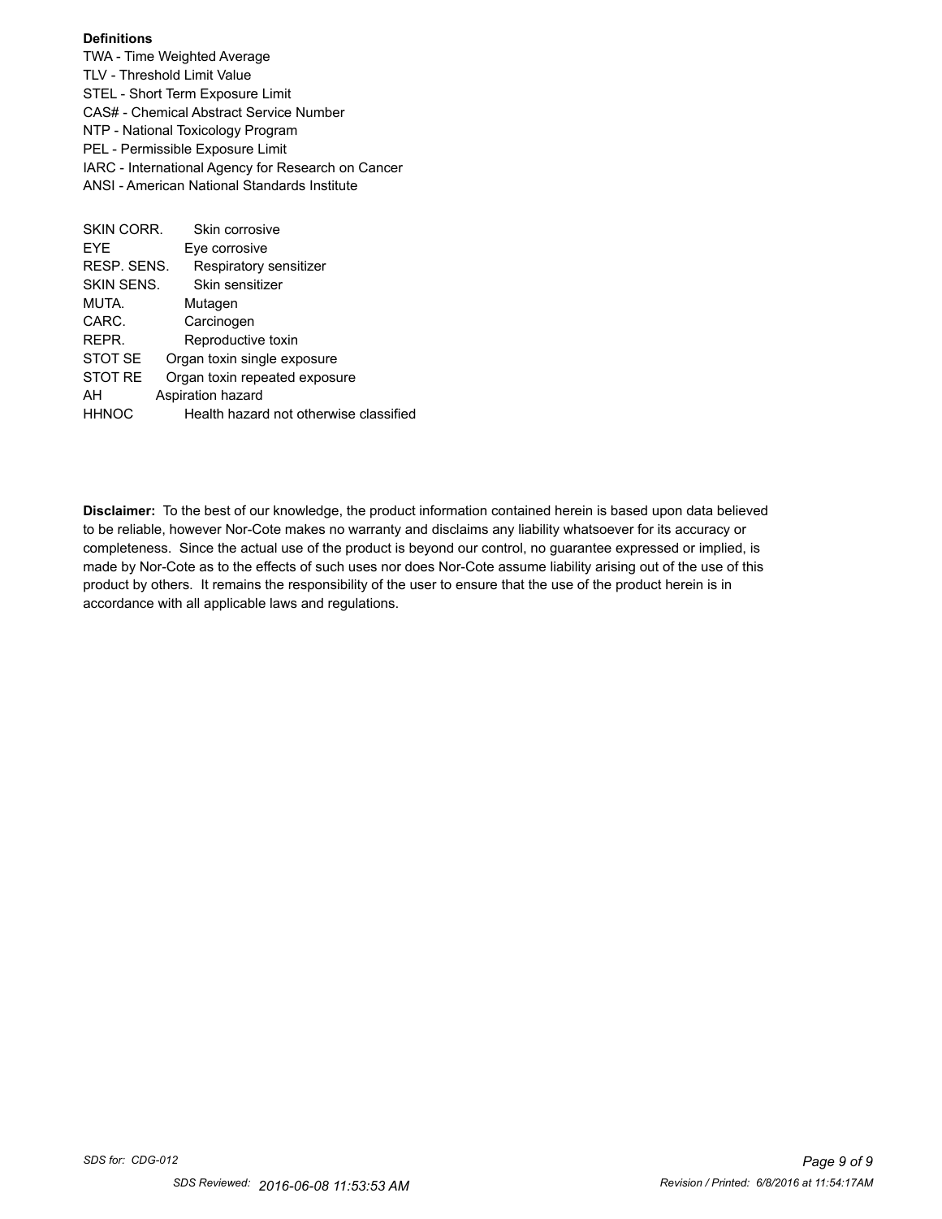**Definitions**

TWA - Time Weighted Average
TLV - Threshold Limit Value
STEL - Short Term Exposure Limit
CAS# - Chemical Abstract Service Number
NTP - National Toxicology Program
PEL - Permissible Exposure Limit
IARC - International Agency for Research on Cancer
ANSI - American National Standards Institute

| | |
|---|---|
| SKIN CORR. | Skin corrosive |
| EYE | Eye corrosive |
| RESP. SENS. | Respiratory sensitizer |
| SKIN SENS. | Skin sensitizer |
| MUTA. | Mutagen |
| CARC. | Carcinogen |
| REPR. | Reproductive toxin |
| STOT SE | Organ toxin single exposure |
| STOT RE | Organ toxin repeated exposure |
| AH | Aspiration hazard |
| HHNOC | Health hazard not otherwise classified |

**Disclaimer:** To the best of our knowledge, the product information contained herein is based upon data believed to be reliable, however Nor-Cote makes no warranty and disclaims any liability whatsoever for its accuracy or completeness. Since the actual use of the product is beyond our control, no guarantee expressed or implied, is made by Nor-Cote as to the effects of such uses nor does Nor-Cote assume liability arising out of the use of this product by others. It remains the responsibility of the user to ensure that the use of the product herein is in accordance with all applicable laws and regulations.